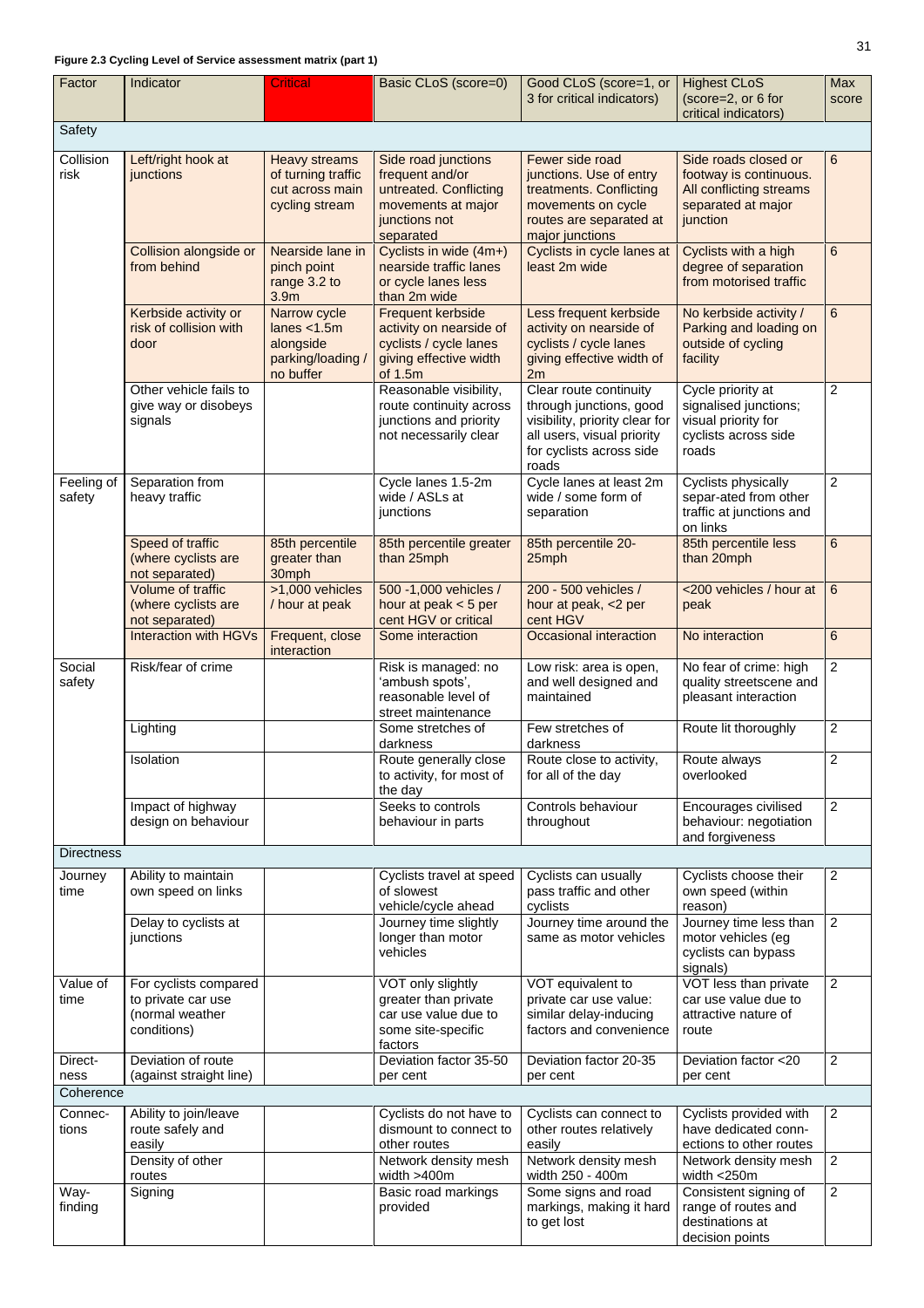**Figure 2.3 Cycling Level of Service assessment matrix (part 1)**

| Factor | Indicator | Critical | Basic CLoS (score=0) | Good CLoS (score=1, or 3 for critical indicators) | Highest CLoS (score=2, or 6 for critical indicators) | Max score |
|---|---|---|---|---|---|---|
| Safety | | | | | | |
| Collision risk | Left/right hook at junctions | Heavy streams of turning traffic cut across main cycling stream | Side road junctions frequent and/or untreated. Conflicting movements at major junctions not separated | Fewer side road junctions. Use of entry treatments. Conflicting movements on cycle routes are separated at major junctions | Side roads closed or footway is continuous. All conflicting streams separated at major junction | 6 |
| | Collision alongside or from behind | Nearside lane in pinch point range 3.2 to 3.9m | Cyclists in wide (4m+) nearside traffic lanes or cycle lanes less than 2m wide | Cyclists in cycle lanes at least 2m wide | Cyclists with a high degree of separation from motorised traffic | 6 |
| | Kerbside activity or risk of collision with door | Narrow cycle lanes <1.5m alongside parking/loading / no buffer | Frequent kerbside activity on nearside of cyclists / cycle lanes giving effective width of 1.5m | Less frequent kerbside activity on nearside of cyclists / cycle lanes giving effective width of 2m | No kerbside activity / Parking and loading on outside of cycling facility | 6 |
| | Other vehicle fails to give way or disobeys signals | | Reasonable visibility, route continuity across junctions and priority not necessarily clear | Clear route continuity through junctions, good visibility, priority clear for all users, visual priority for cyclists across side roads | Cycle priority at signalised junctions; visual priority for cyclists across side roads | 2 |
| Feeling of safety | Separation from heavy traffic | | Cycle lanes 1.5-2m wide / ASLs at junctions | Cycle lanes at least 2m wide / some form of separation | Cyclists physically separ-ated from other traffic at junctions and on links | 2 |
| | Speed of traffic (where cyclists are not separated) | 85th percentile greater than 30mph | 85th percentile greater than 25mph | 85th percentile 20-25mph | 85th percentile less than 20mph | 6 |
| | Volume of traffic (where cyclists are not separated) | >1,000 vehicles / hour at peak | 500 -1,000 vehicles / hour at peak < 5 per cent HGV or critical | 200 - 500 vehicles / hour at peak, <2 per cent HGV | <200 vehicles / hour at peak | 6 |
| | Interaction with HGVs | Frequent, close interaction | Some interaction | Occasional interaction | No interaction | 6 |
| Social safety | Risk/fear of crime | | Risk is managed: no 'ambush spots', reasonable level of street maintenance | Low risk: area is open, and well designed and maintained | No fear of crime: high quality streetscene and pleasant interaction | 2 |
| | Lighting | | Some stretches of darkness | Few stretches of darkness | Route lit thoroughly | 2 |
| | Isolation | | Route generally close to activity, for most of the day | Route close to activity, for all of the day | Route always overlooked | 2 |
| | Impact of highway design on behaviour | | Seeks to controls behaviour in parts | Controls behaviour throughout | Encourages civilised behaviour: negotiation and forgiveness | 2 |
| Directness | | | | | | |
| Journey time | Ability to maintain own speed on links | | Cyclists travel at speed of slowest vehicle/cycle ahead | Cyclists can usually pass traffic and other cyclists | Cyclists choose their own speed (within reason) | 2 |
| | Delay to cyclists at junctions | | Journey time slightly longer than motor vehicles | Journey time around the same as motor vehicles | Journey time less than motor vehicles (eg cyclists can bypass signals) | 2 |
| Value of time | For cyclists compared to private car use (normal weather conditions) | | VOT only slightly greater than private car use value due to some site-specific factors | VOT equivalent to private car use value: similar delay-inducing factors and convenience | VOT less than private car use value due to attractive nature of route | 2 |
| Direct-ness | Deviation of route (against straight line) | | Deviation factor 35-50 per cent | Deviation factor 20-35 per cent | Deviation factor <20 per cent | 2 |
| Coherence | | | | | | |
| Connec-tions | Ability to join/leave route safely and easily | | Cyclists do not have to dismount to connect to other routes | Cyclists can connect to other routes relatively easily | Cyclists provided with have dedicated conn-ections to other routes | 2 |
| | Density of other routes | | Network density mesh width >400m | Network density mesh width 250 - 400m | Network density mesh width <250m | 2 |
| Way-finding | Signing | | Basic road markings provided | Some signs and road markings, making it hard to get lost | Consistent signing of range of routes and destinations at decision points | 2 |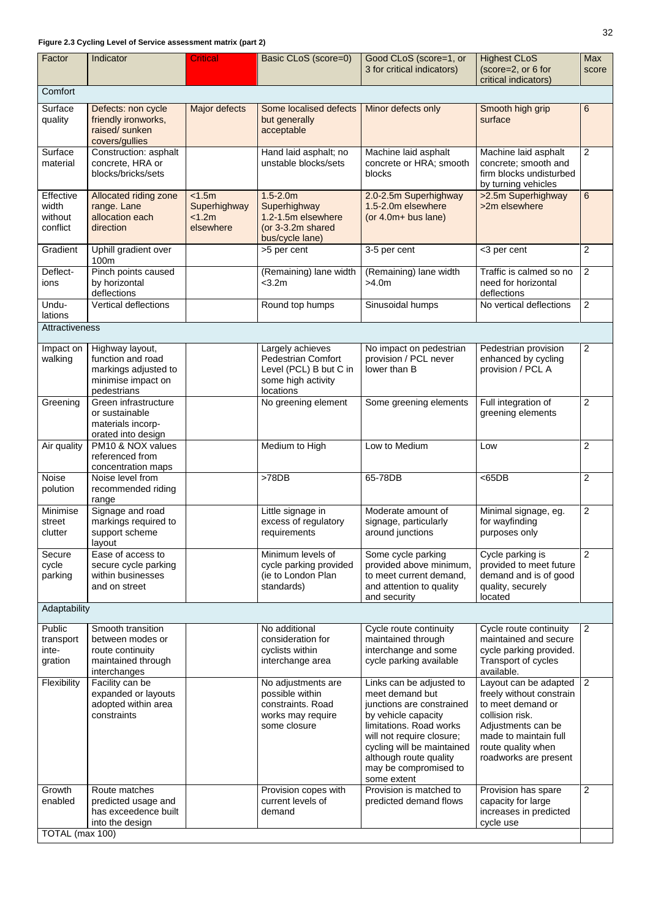**Figure 2.3 Cycling Level of Service assessment matrix (part 2)**

| Factor | Indicator | Critical | Basic CLoS (score=0) | Good CLoS (score=1, or 3 for critical indicators) | Highest CLoS (score=2, or 6 for critical indicators) | Max score |
|---|---|---|---|---|---|---|
| Comfort | | | | | | |
| Surface quality | Defects: non cycle friendly ironworks, raised/ sunken covers/gullies | Major defects | Some localised defects but generally acceptable | Minor defects only | Smooth high grip surface | 6 |
| Surface material | Construction: asphalt concrete, HRA or blocks/bricks/sets | | Hand laid asphalt; no unstable blocks/sets | Machine laid asphalt concrete or HRA; smooth blocks | Machine laid asphalt concrete; smooth and firm blocks undisturbed by turning vehicles | 2 |
| Effective width without conflict | Allocated riding zone range. Lane allocation each direction | <1.5m Superhighway <1.2m elsewhere | 1.5-2.0m Superhighway 1.2-1.5m elsewhere (or 3-3.2m shared bus/cycle lane) | 2.0-2.5m Superhighway 1.5-2.0m elsewhere (or 4.0m+ bus lane) | >2.5m Superhighway >2m elsewhere | 6 |
| Gradient | Uphill gradient over 100m | | >5 per cent | 3-5 per cent | <3 per cent | 2 |
| Deflect-ions | Pinch points caused by horizontal deflections | | (Remaining) lane width <3.2m | (Remaining) lane width >4.0m | Traffic is calmed so no need for horizontal deflections | 2 |
| Undu-lations | Vertical deflections | | Round top humps | Sinusoidal humps | No vertical deflections | 2 |
| Attractiveness | | | | | | |
| Impact on walking | Highway layout, function and road markings adjusted to minimise impact on pedestrians | | Largely achieves Pedestrian Comfort Level (PCL) B but C in some high activity locations | No impact on pedestrian provision / PCL never lower than B | Pedestrian provision enhanced by cycling provision / PCL A | 2 |
| Greening | Green infrastructure or sustainable materials incorp-orated into design | | No greening element | Some greening elements | Full integration of greening elements | 2 |
| Air quality | PM10 & NOX values referenced from concentration maps | | Medium to High | Low to Medium | Low | 2 |
| Noise polution | Noise level from recommended riding range | | >78DB | 65-78DB | <65DB | 2 |
| Minimise street clutter | Signage and road markings required to support scheme layout | | Little signage in excess of regulatory requirements | Moderate amount of signage, particularly around junctions | Minimal signage, eg. for wayfinding purposes only | 2 |
| Secure cycle parking | Ease of access to secure cycle parking within businesses and on street | | Minimum levels of cycle parking provided (ie to London Plan standards) | Some cycle parking provided above minimum, to meet current demand, and attention to quality and security | Cycle parking is provided to meet future demand and is of good quality, securely located | 2 |
| Adaptability | | | | | | |
| Public transport inte-gration | Smooth transition between modes or route continuity maintained through interchanges | | No additional consideration for cyclists within interchange area | Cycle route continuity maintained through interchange and some cycle parking available | Cycle route continuity maintained and secure cycle parking provided. Transport of cycles available. | 2 |
| Flexibility | Facility can be expanded or layouts adopted within area constraints | | No adjustments are possible within constraints. Road works may require some closure | Links can be adjusted to meet demand but junctions are constrained by vehicle capacity limitations. Road works will not require closure; cycling will be maintained although route quality may be compromised to some extent | Layout can be adapted freely without constrain to meet demand or collision risk. Adjustments can be made to maintain full route quality when roadworks are present | 2 |
| Growth enabled | Route matches predicted usage and has exceedence built into the design | | Provision copes with current levels of demand | Provision is matched to predicted demand flows | Provision has spare capacity for large increases in predicted cycle use | 2 |
| TOTAL (max 100) | | | | | | |